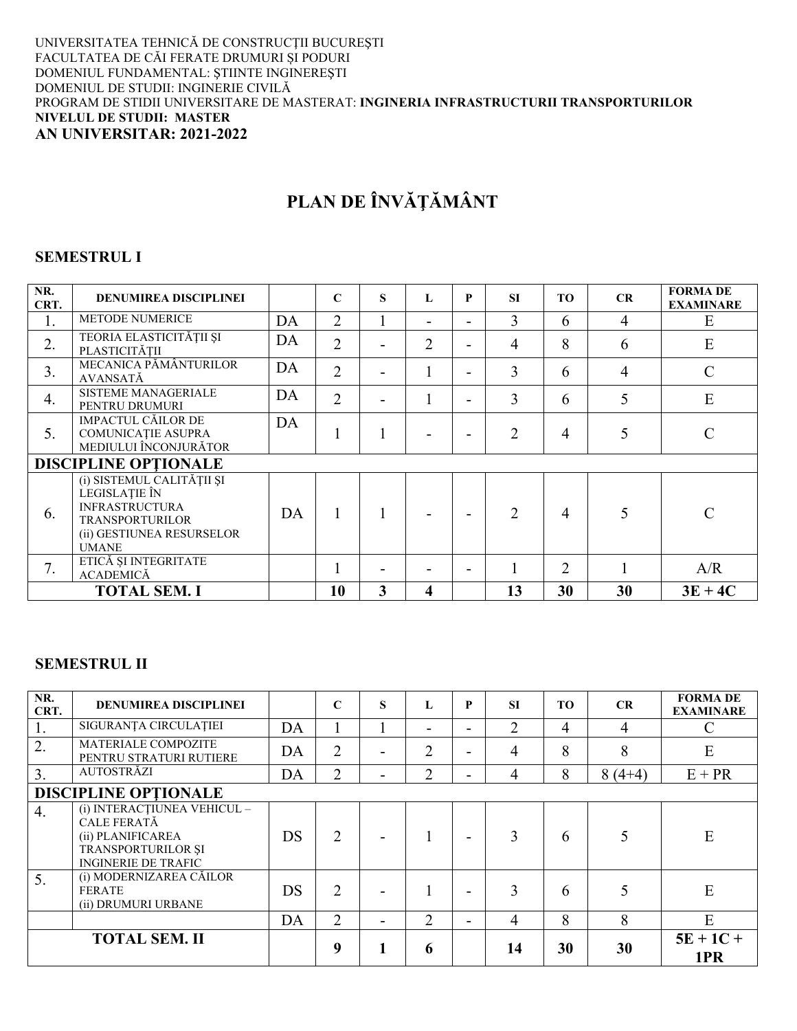UNIVERSITATEA TEHNICĂ DE CONSTRUCŢII BUCUREŞTI
FACULTATEA DE CĂI FERATE DRUMURI ȘI PODURI
DOMENIUL FUNDAMENTAL: ŞTIINTE INGINEREŞTI
DOMENIUL DE STUDII: INGINERIE CIVILĂ
PROGRAM DE STIDII UNIVERSITARE DE MASTERAT: **INGINERIA INFRASTRUCTURII TRANSPORTURILOR**
**NIVELUL DE STUDII: MASTER**
**AN UNIVERSITAR: 2021-2022**

# PLAN DE ÎNVĂŢĂMÂNT

## SEMESTRUL I

| NR. CRT. | DENUMIREA DISCIPLINEI | | C | S | L | P | SI | TO | CR | FORMA DE EXAMINARE |
|---|---|---|---|---|---|---|---|---|---|---|
| 1. | METODE NUMERICE | DA | 2 | 1 | - | - | 3 | 6 | 4 | E |
| 2. | TEORIA ELASTICITĂŢII ŞI PLASTICITĂŢII | DA | 2 | - | 2 | - | 4 | 8 | 6 | E |
| 3. | MECANICA PĂMÂNTURILOR AVANSATĂ | DA | 2 | - | 1 | - | 3 | 6 | 4 | C |
| 4. | SISTEME MANAGERIALE PENTRU DRUMURI | DA | 2 | - | 1 | - | 3 | 6 | 5 | E |
| 5. | IMPACTUL CĂILOR DE COMUNICAŢIE ASUPRA MEDIULUI ÎNCONJURĂTOR | DA | 1 | 1 | - | - | 2 | 4 | 5 | C |
| **DISCIPLINE OPŢIONALE** | | | | | | | | | | |
| 6. | (i) SISTEMUL CALITĂȚII ȘI LEGISLAȚIE ÎN INFRASTRUCTURA TRANSPORTURILOR (ii) GESTIUNEA RESURSELOR UMANE | DA | 1 | 1 | - | - | 2 | 4 | 5 | C |
| 7. | ETICĂ ȘI INTEGRITATE ACADEMICĂ | | 1 | - | - | - | 1 | 2 | 1 | A/R |
| **TOTAL SEM. I** | | | **10** | **3** | **4** | | **13** | **30** | **30** | **3E + 4C** |

## SEMESTRUL II

| NR. CRT. | DENUMIREA DISCIPLINEI | | C | S | L | P | SI | TO | CR | FORMA DE EXAMINARE |
|---|---|---|---|---|---|---|---|---|---|---|
| 1. | SIGURANŢA CIRCULAŢIEI | DA | 1 | 1 | - | - | 2 | 4 | 4 | C |
| 2. | MATERIALE COMPOZITE PENTRU STRATURI RUTIERE | DA | 2 | - | 2 | - | 4 | 8 | 8 | E |
| 3. | AUTOSTRĂZI | DA | 2 | - | 2 | - | 4 | 8 | 8 (4+4) | E + PR |
| **DISCIPLINE OPŢIONALE** | | | | | | | | | | |
| 4. | (i) INTERACŢIUNEA VEHICUL – CALE FERATĂ (ii) PLANIFICAREA TRANSPORTURILOR ŞI INGINERIE DE TRAFIC | DS | 2 | - | 1 | - | 3 | 6 | 5 | E |
| 5. | (i) MODERNIZAREA CĂILOR FERATE (ii) DRUMURI URBANE | DS | 2 | - | 1 | - | 3 | 6 | 5 | E |
| | | DA | 2 | - | 2 | - | 4 | 8 | 8 | E |
| **TOTAL SEM. II** | | | **9** | **1** | **6** | | **14** | **30** | **30** | **5E + 1C + 1PR** |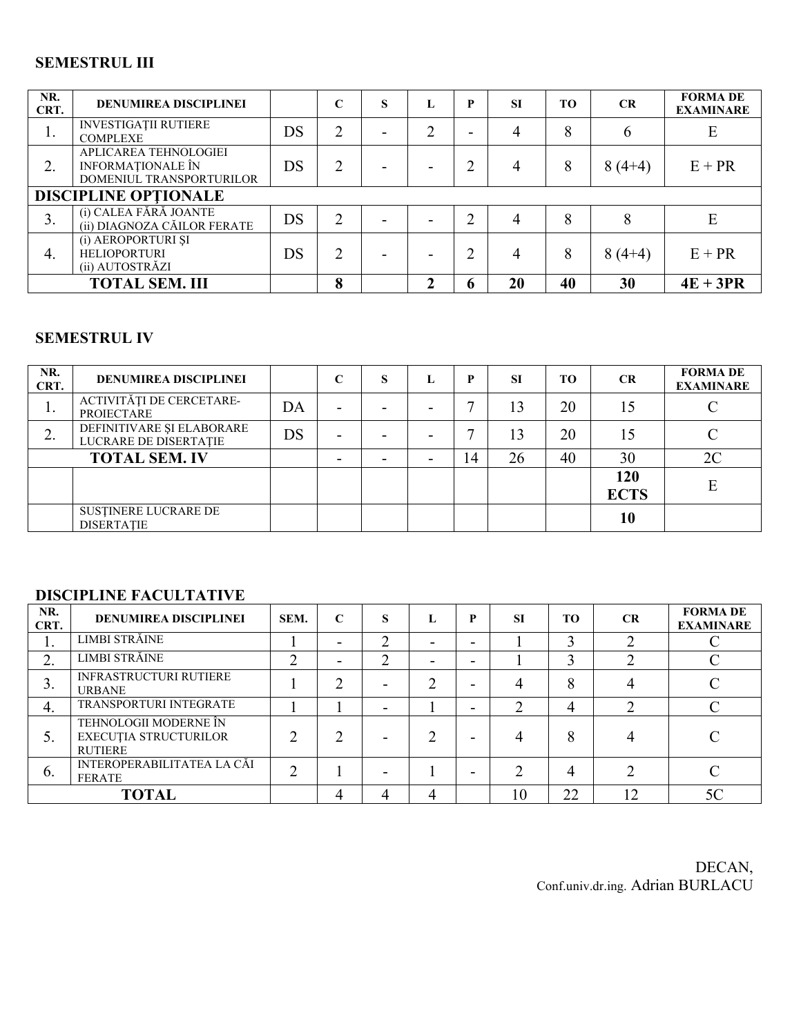## SEMESTRUL III

| NR. CRT. | DENUMIREA DISCIPLINEI | | C | S | L | P | SI | TO | CR | FORMA DE EXAMINARE |
|---|---|---|---|---|---|---|---|---|---|---|
| 1. | INVESTIGAȚII RUTIERE COMPLEXE | DS | 2 | - | 2 | - | 4 | 8 | 6 | E |
| 2. | APLICAREA TEHNOLOGIEI INFORMAȚIONALE ÎN DOMENIUL TRANSPORTURILOR | DS | 2 | - | - | 2 | 4 | 8 | 8 (4+4) | E + PR |
| **DISCIPLINE OPȚIONALE** | | | | | | | | | | |
| 3. | (i) CALEA FĂRĂ JOANTE<br>(ii) DIAGNOZA CĂILOR FERATE | DS | 2 | - | - | 2 | 4 | 8 | 8 | E |
| 4. | (i) AEROPORTURI ȘI HELIOPORTURI<br>(ii) AUTOSTRĂZI | DS | 2 | - | - | 2 | 4 | 8 | 8 (4+4) | E + PR |
| **TOTAL SEM. III** | | | **8** | | **2** | **6** | **20** | **40** | **30** | **4E + 3PR** |

## SEMESTRUL IV

| NR. CRT. | DENUMIREA DISCIPLINEI | | C | S | L | P | SI | TO | CR | FORMA DE EXAMINARE |
|---|---|---|---|---|---|---|---|---|---|---|
| 1. | ACTIVITĂȚI DE CERCETARE-PROIECTARE | DA | - | - | - | 7 | 13 | 20 | 15 | C |
| 2. | DEFINITIVARE ȘI ELABORARE LUCRARE DE DISERTAȚIE | DS | - | - | - | 7 | 13 | 20 | 15 | C |
| **TOTAL SEM. IV** | | | - | - | - | 14 | 26 | 40 | 30 | 2C |
| | | | | | | | | | **120 ECTS** | E |
| | SUSȚINERE LUCRARE DE DISERTAȚIE | | | | | | | | **10** | |

## DISCIPLINE FACULTATIVE

| NR. CRT. | DENUMIREA DISCIPLINEI | SEM. | C | S | L | P | SI | TO | CR | FORMA DE EXAMINARE |
|---|---|---|---|---|---|---|---|---|---|---|
| 1. | LIMBI STRĂINE | 1 | - | 2 | - | - | 1 | 3 | 2 | C |
| 2. | LIMBI STRĂINE | 2 | - | 2 | - | - | 1 | 3 | 2 | C |
| 3. | INFRASTRUCTURI RUTIERE URBANE | 1 | 2 | - | 2 | - | 4 | 8 | 4 | C |
| 4. | TRANSPORTURI INTEGRATE | 1 | 1 | - | 1 | - | 2 | 4 | 2 | C |
| 5. | TEHNOLOGII MODERNE ÎN EXECUȚIA STRUCTURILOR RUTIERE | 2 | 2 | - | 2 | - | 4 | 8 | 4 | C |
| 6. | INTEROPERABILITATEA LA CĂI FERATE | 2 | 1 | - | 1 | - | 2 | 4 | 2 | C |
| **TOTAL** | | | 4 | 4 | 4 | | 10 | 22 | 12 | 5C |

DECAN,
Conf.univ.dr.ing. Adrian BURLACU